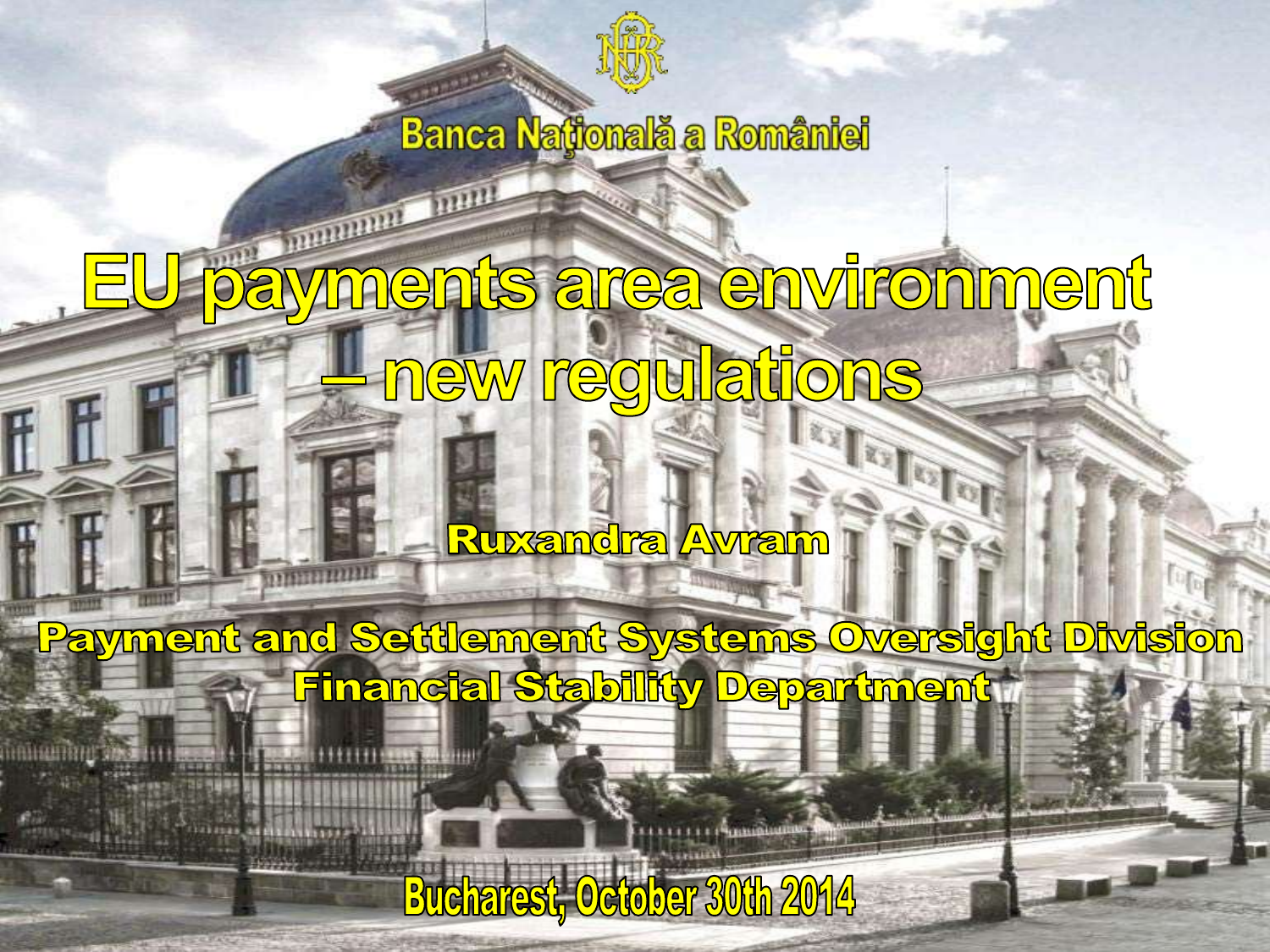Banca Naţională a României

# EU payments area environment – new regulations

**Ruxandra Avram**

**Payment and Settlement Systems Oversight Division**
**Financial Stability Department**

**Bucharest, October 30th 2014**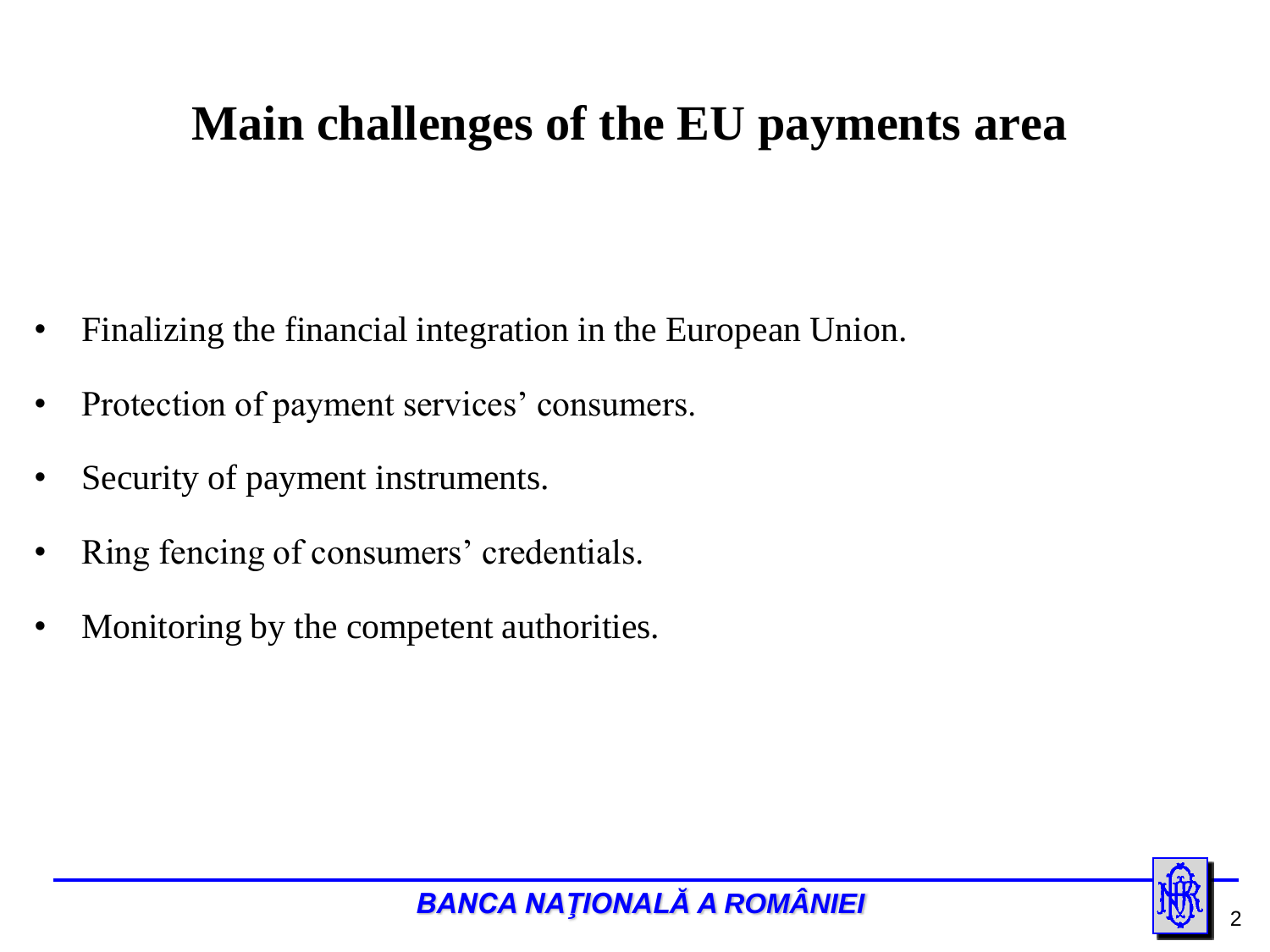# Main challenges of the EU payments area

- Finalizing the financial integration in the European Union.
- Protection of payment services' consumers.
- Security of payment instruments.
- Ring fencing of consumers' credentials.
- Monitoring by the competent authorities.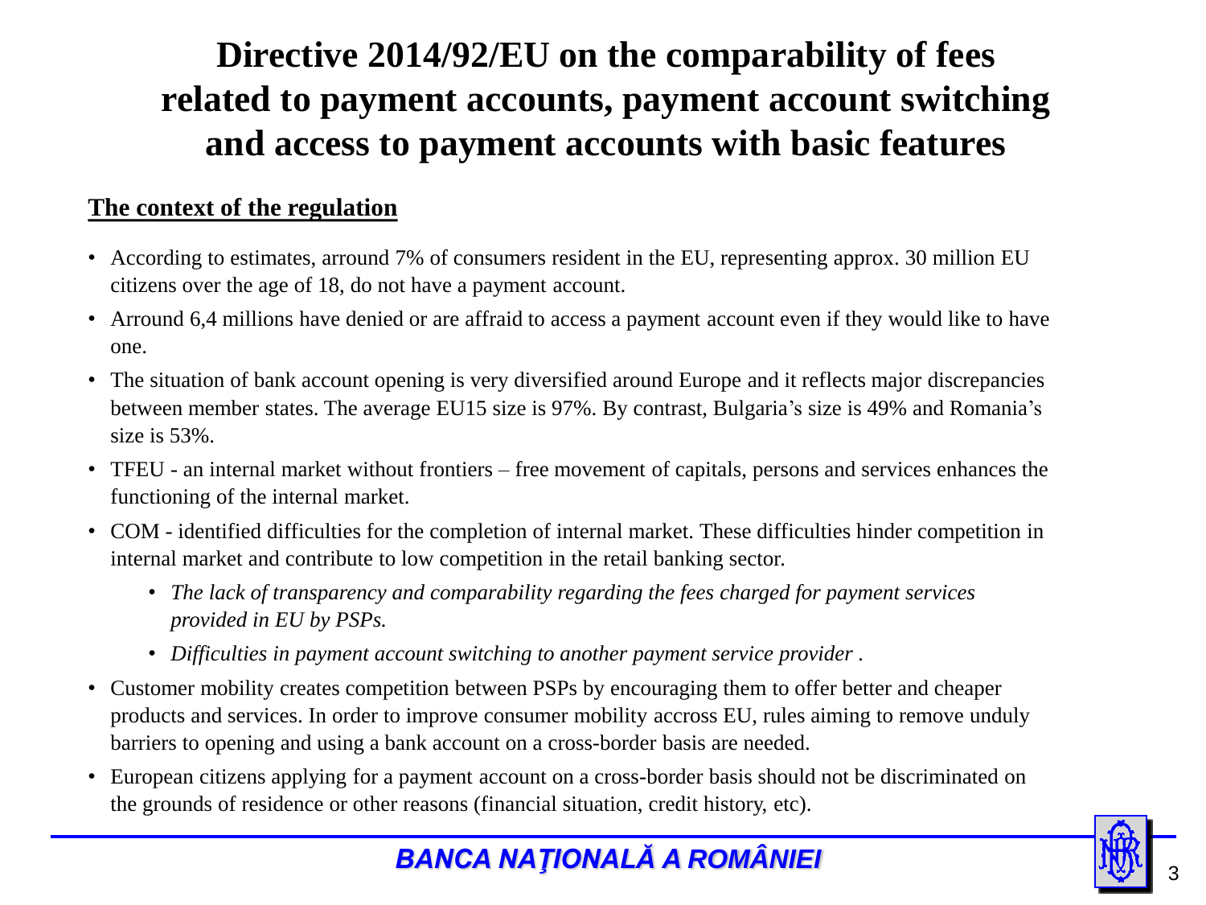# Directive 2014/92/EU on the comparability of fees related to payment accounts, payment account switching and access to payment accounts with basic features

**The context of the regulation**

- According to estimates, arround 7% of consumers resident in the EU, representing approx. 30 million EU citizens over the age of 18, do not have a payment account.
- Arround 6,4 millions have denied or are affraid to access a payment account even if they would like to have one.
- The situation of bank account opening is very diversified around Europe and it reflects major discrepancies between member states. The average EU15 size is 97%. By contrast, Bulgaria's size is 49% and Romania's size is 53%.
- TFEU - an internal market without frontiers – free movement of capitals, persons and services enhances the functioning of the internal market.
- COM - identified difficulties for the completion of internal market. These difficulties hinder competition in internal market and contribute to low competition in the retail banking sector.
  - *The lack of transparency and comparability regarding the fees charged for payment services provided in EU by PSPs.*
  - *Difficulties in payment account switching to another payment service provider .*
- Customer mobility creates competition between PSPs by encouraging them to offer better and cheaper products and services. In order to improve consumer mobility accross EU, rules aiming to remove unduly barriers to opening and using a bank account on a cross-border basis are needed.
- European citizens applying for a payment account on a cross-border basis should not be discriminated on the grounds of residence or other reasons (financial situation, credit history, etc).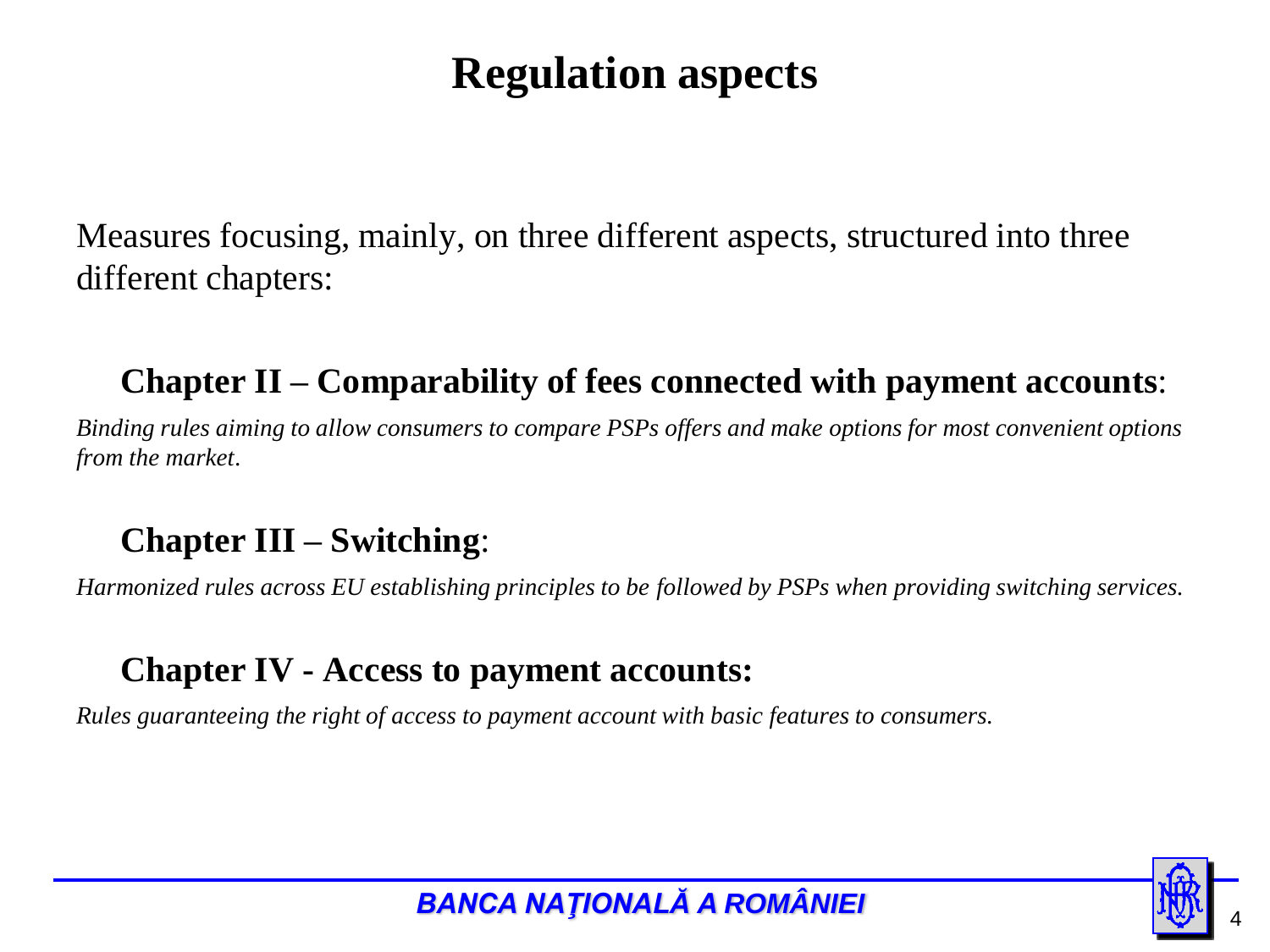# Regulation aspects

Measures focusing, mainly, on three different aspects, structured into three different chapters:

**Chapter II – Comparability of fees connected with payment accounts**:

*Binding rules aiming to allow consumers to compare PSPs offers and make options for most convenient options from the market*.

**Chapter III – Switching**:

*Harmonized rules across EU establishing principles to be followed by PSPs when providing switching services.*

**Chapter IV - Access to payment accounts:**

*Rules guaranteeing the right of access to payment account with basic features to consumers.*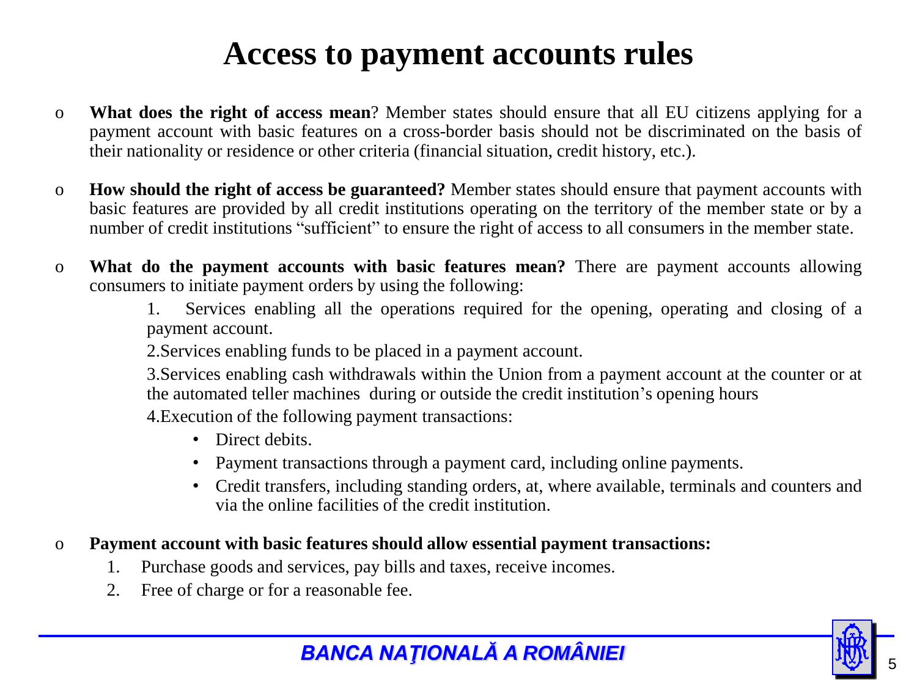# Access to payment accounts rules

- **What does the right of access mean**? Member states should ensure that all EU citizens applying for a payment account with basic features on a cross-border basis should not be discriminated on the basis of their nationality or residence or other criteria (financial situation, credit history, etc.).

- **How should the right of access be guaranteed?** Member states should ensure that payment accounts with basic features are provided by all credit institutions operating on the territory of the member state or by a number of credit institutions "sufficient" to ensure the right of access to all consumers in the member state.

- **What do the payment accounts with basic features mean?** There are payment accounts allowing consumers to initiate payment orders by using the following:

  1. Services enabling all the operations required for the opening, operating and closing of a payment account.
  2. Services enabling funds to be placed in a payment account.
  3. Services enabling cash withdrawals within the Union from a payment account at the counter or at the automated teller machines during or outside the credit institution's opening hours
  4. Execution of the following payment transactions:
     - Direct debits.
     - Payment transactions through a payment card, including online payments.
     - Credit transfers, including standing orders, at, where available, terminals and counters and via the online facilities of the credit institution.

- **Payment account with basic features should allow essential payment transactions:**
  1. Purchase goods and services, pay bills and taxes, receive incomes.
  2. Free of charge or for a reasonable fee.

*BANCA NAŢIONALĂ A ROMÂNIEI*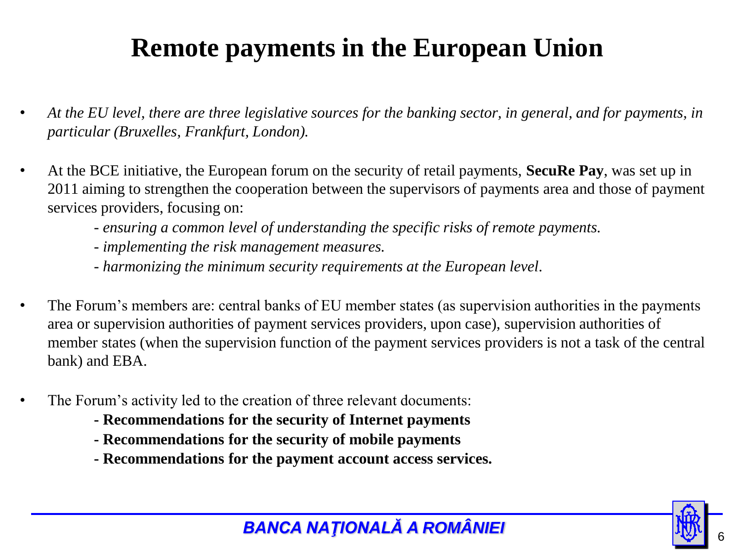# Remote payments in the European Union

- *At the EU level, there are three legislative sources for the banking sector, in general, and for payments, in particular (Bruxelles, Frankfurt, London).*

- At the BCE initiative, the European forum on the security of retail payments, **SecuRe Pay**, was set up in 2011 aiming to strengthen the cooperation between the supervisors of payments area and those of payment services providers, focusing on:
  - *ensuring a common level of understanding the specific risks of remote payments.*
  - *implementing the risk management measures.*
  - *harmonizing the minimum security requirements at the European level*.

- The Forum's members are: central banks of EU member states (as supervision authorities in the payments area or supervision authorities of payment services providers, upon case), supervision authorities of member states (when the supervision function of the payment services providers is not a task of the central bank) and EBA.

- The Forum's activity led to the creation of three relevant documents:
  - **Recommendations for the security of Internet payments**
  - **Recommendations for the security of mobile payments**
  - **Recommendations for the payment account access services.**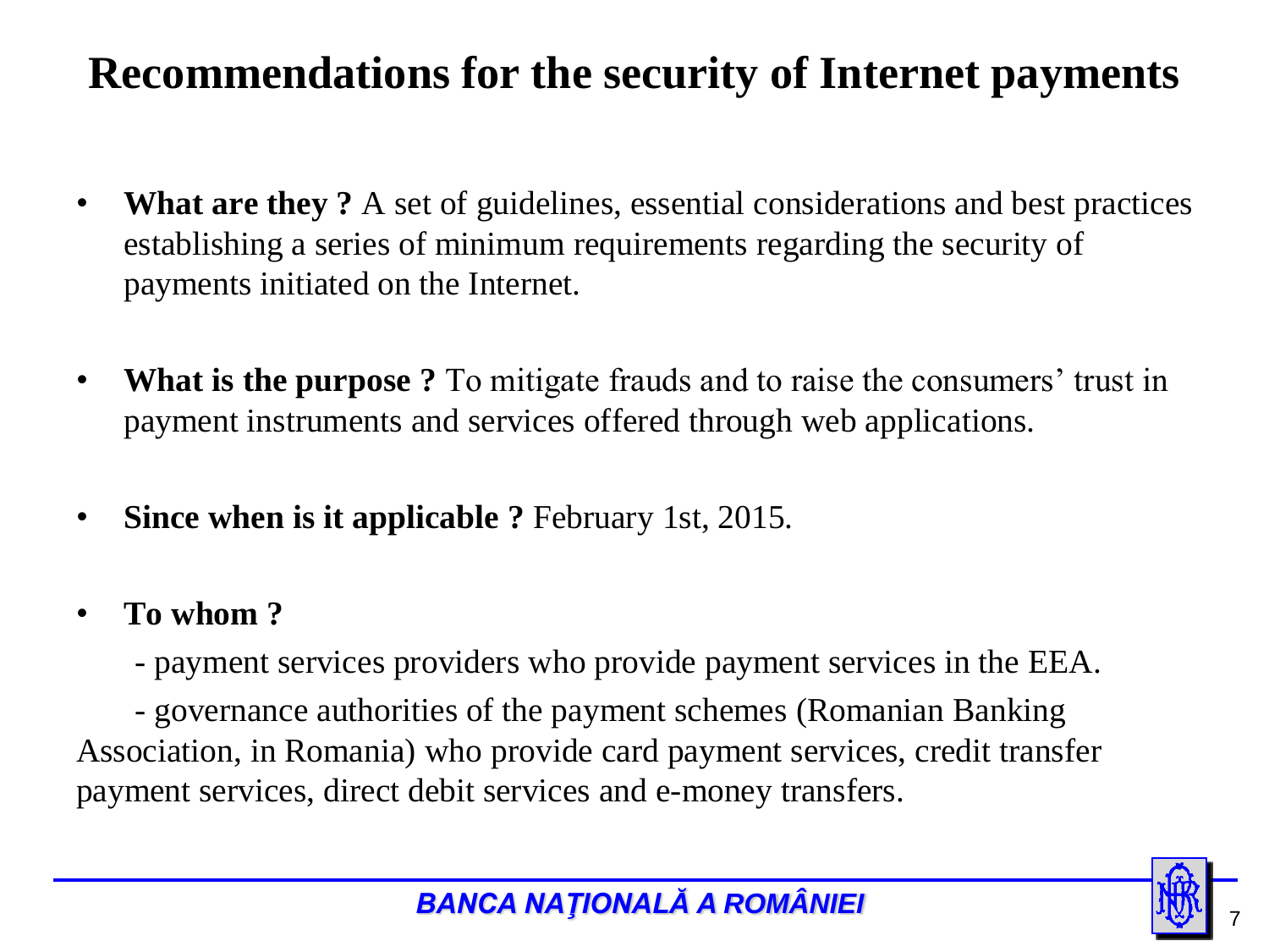# Recommendations for the security of Internet payments

- **What are they ?** A set of guidelines, essential considerations and best practices establishing a series of minimum requirements regarding the security of payments initiated on the Internet.

- **What is the purpose ?** To mitigate frauds and to raise the consumers' trust in payment instruments and services offered through web applications.

- **Since when is it applicable ?** February 1st, 2015.

- **To whom ?**

  - payment services providers who provide payment services in the EEA.

  - governance authorities of the payment schemes (Romanian Banking Association, in Romania) who provide card payment services, credit transfer payment services, direct debit services and e-money transfers.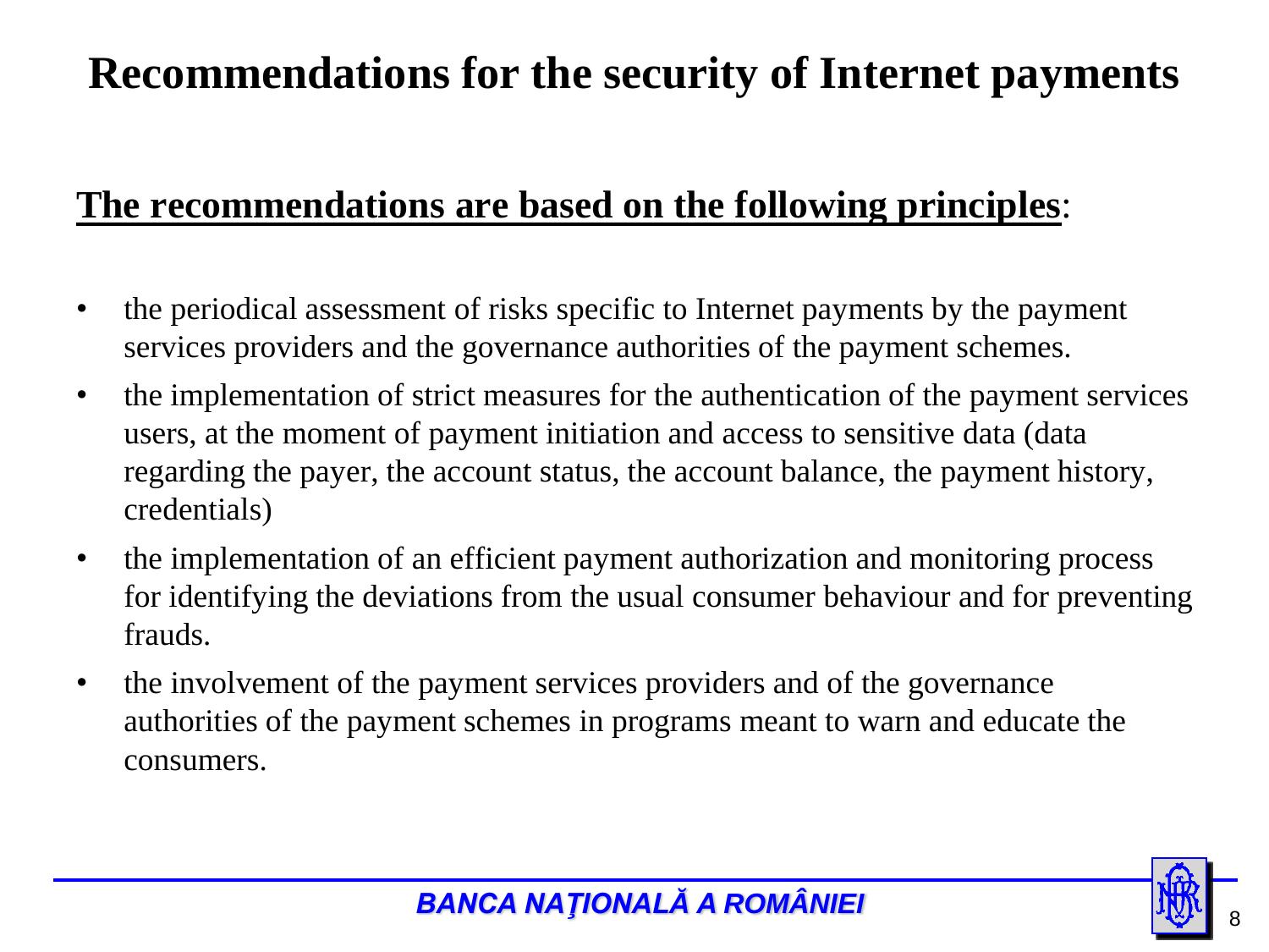# Recommendations for the security of Internet payments

**The recommendations are based on the following principles**:

- the periodical assessment of risks specific to Internet payments by the payment services providers and the governance authorities of the payment schemes.
- the implementation of strict measures for the authentication of the payment services users, at the moment of payment initiation and access to sensitive data (data regarding the payer, the account status, the account balance, the payment history, credentials)
- the implementation of an efficient payment authorization and monitoring process for identifying the deviations from the usual consumer behaviour and for preventing frauds.
- the involvement of the payment services providers and of the governance authorities of the payment schemes in programs meant to warn and educate the consumers.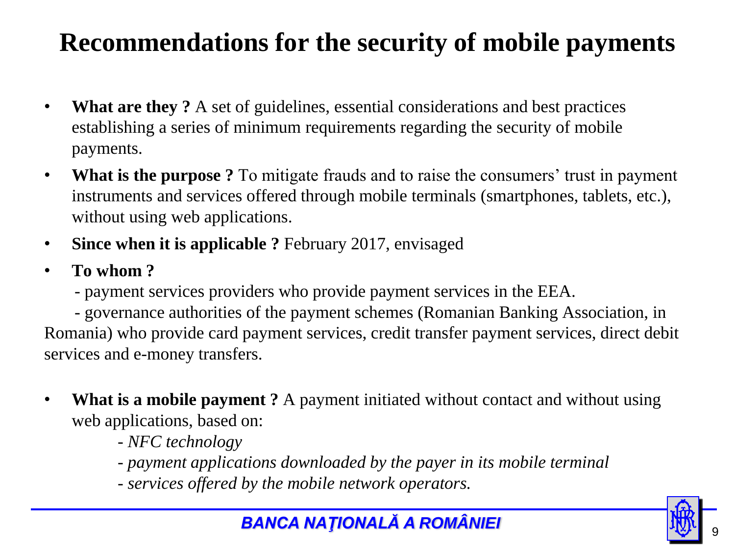# Recommendations for the security of mobile payments

- **What are they ?** A set of guidelines, essential considerations and best practices establishing a series of minimum requirements regarding the security of mobile payments.
- **What is the purpose ?** To mitigate frauds and to raise the consumers' trust in payment instruments and services offered through mobile terminals (smartphones, tablets, etc.), without using web applications.
- **Since when it is applicable ?** February 2017, envisaged
- **To whom ?**

  - payment services providers who provide payment services in the EEA.

  - governance authorities of the payment schemes (Romanian Banking Association, in Romania) who provide card payment services, credit transfer payment services, direct debit services and e-money transfers.

- **What is a mobile payment ?** A payment initiated without contact and without using web applications, based on:
  - *NFC technology*
  - *payment applications downloaded by the payer in its mobile terminal*
  - *services offered by the mobile network operators.*

***BANCA NAŢIONALĂ A ROMÂNIEI***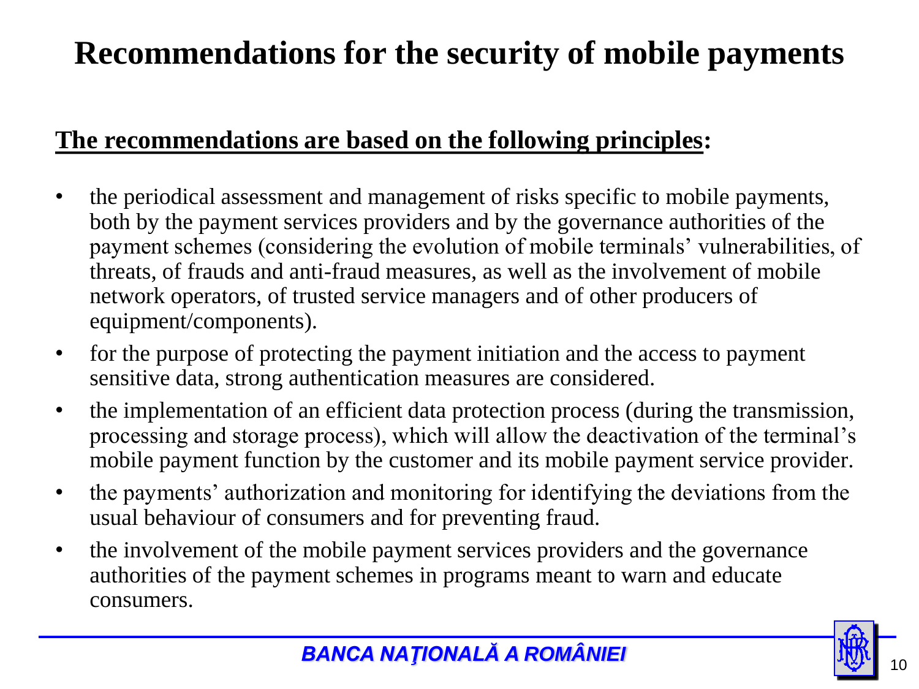# Recommendations for the security of mobile payments

**The recommendations are based on the following principles:**

- the periodical assessment and management of risks specific to mobile payments, both by the payment services providers and by the governance authorities of the payment schemes (considering the evolution of mobile terminals' vulnerabilities, of threats, of frauds and anti-fraud measures, as well as the involvement of mobile network operators, of trusted service managers and of other producers of equipment/components).
- for the purpose of protecting the payment initiation and the access to payment sensitive data, strong authentication measures are considered.
- the implementation of an efficient data protection process (during the transmission, processing and storage process), which will allow the deactivation of the terminal's mobile payment function by the customer and its mobile payment service provider.
- the payments' authorization and monitoring for identifying the deviations from the usual behaviour of consumers and for preventing fraud.
- the involvement of the mobile payment services providers and the governance authorities of the payment schemes in programs meant to warn and educate consumers.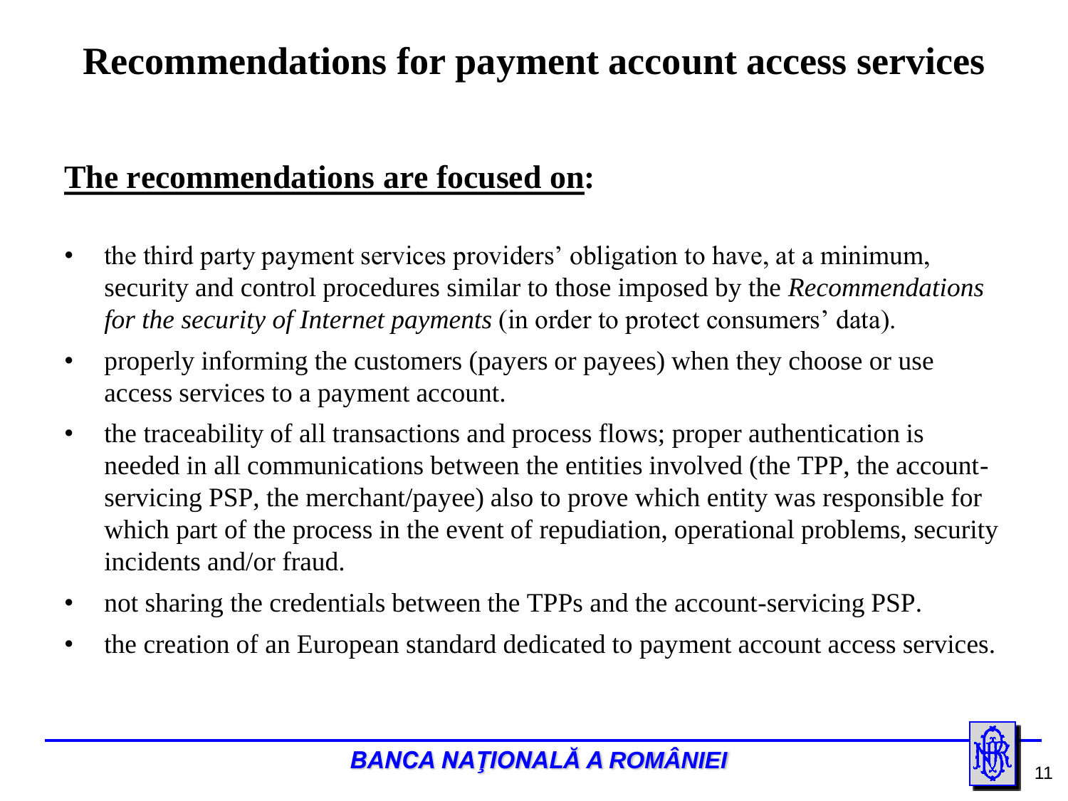# Recommendations for payment account access services

**The recommendations are focused on:**

- the third party payment services providers' obligation to have, at a minimum, security and control procedures similar to those imposed by the *Recommendations for the security of Internet payments* (in order to protect consumers' data).
- properly informing the customers (payers or payees) when they choose or use access services to a payment account.
- the traceability of all transactions and process flows; proper authentication is needed in all communications between the entities involved (the TPP, the account-servicing PSP, the merchant/payee) also to prove which entity was responsible for which part of the process in the event of repudiation, operational problems, security incidents and/or fraud.
- not sharing the credentials between the TPPs and the account-servicing PSP.
- the creation of an European standard dedicated to payment account access services.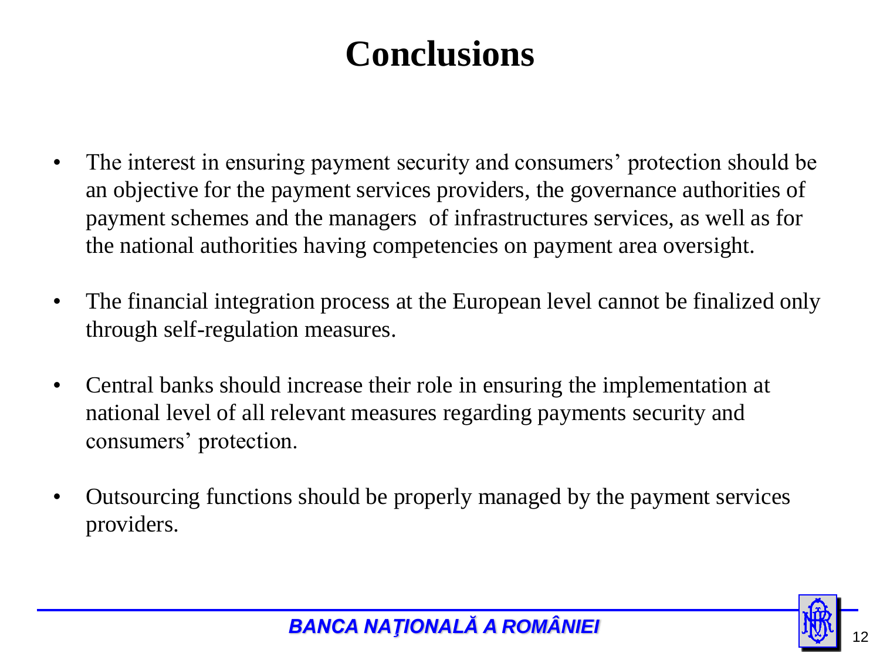# Conclusions

- The interest in ensuring payment security and consumers' protection should be an objective for the payment services providers, the governance authorities of payment schemes and the managers  of infrastructures services, as well as for the national authorities having competencies on payment area oversight.
- The financial integration process at the European level cannot be finalized only through self-regulation measures.
- Central banks should increase their role in ensuring the implementation at national level of all relevant measures regarding payments security and consumers' protection.
- Outsourcing functions should be properly managed by the payment services providers.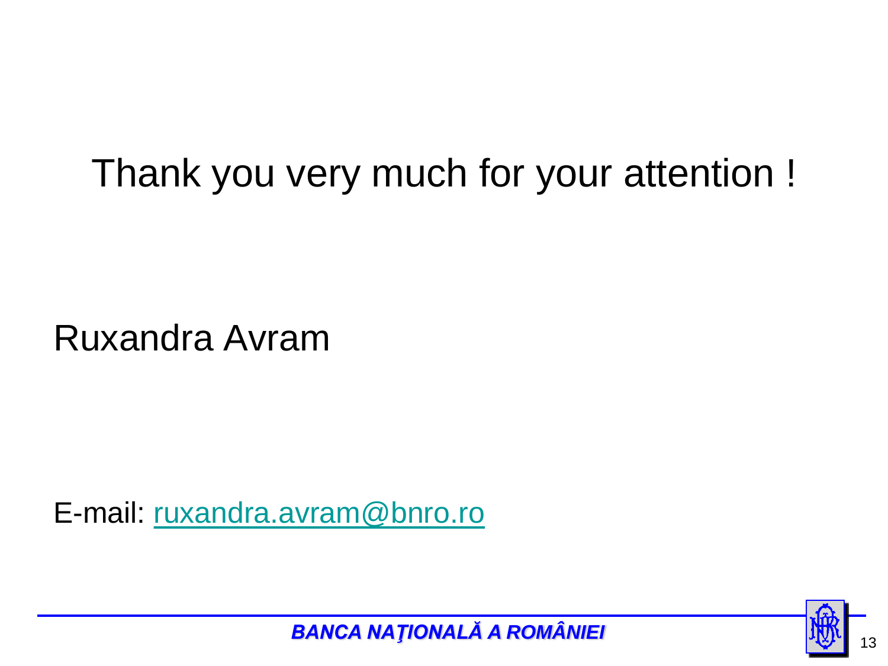Thank you very much for your attention !

Ruxandra Avram

E-mail: ruxandra.avram@bnro.ro